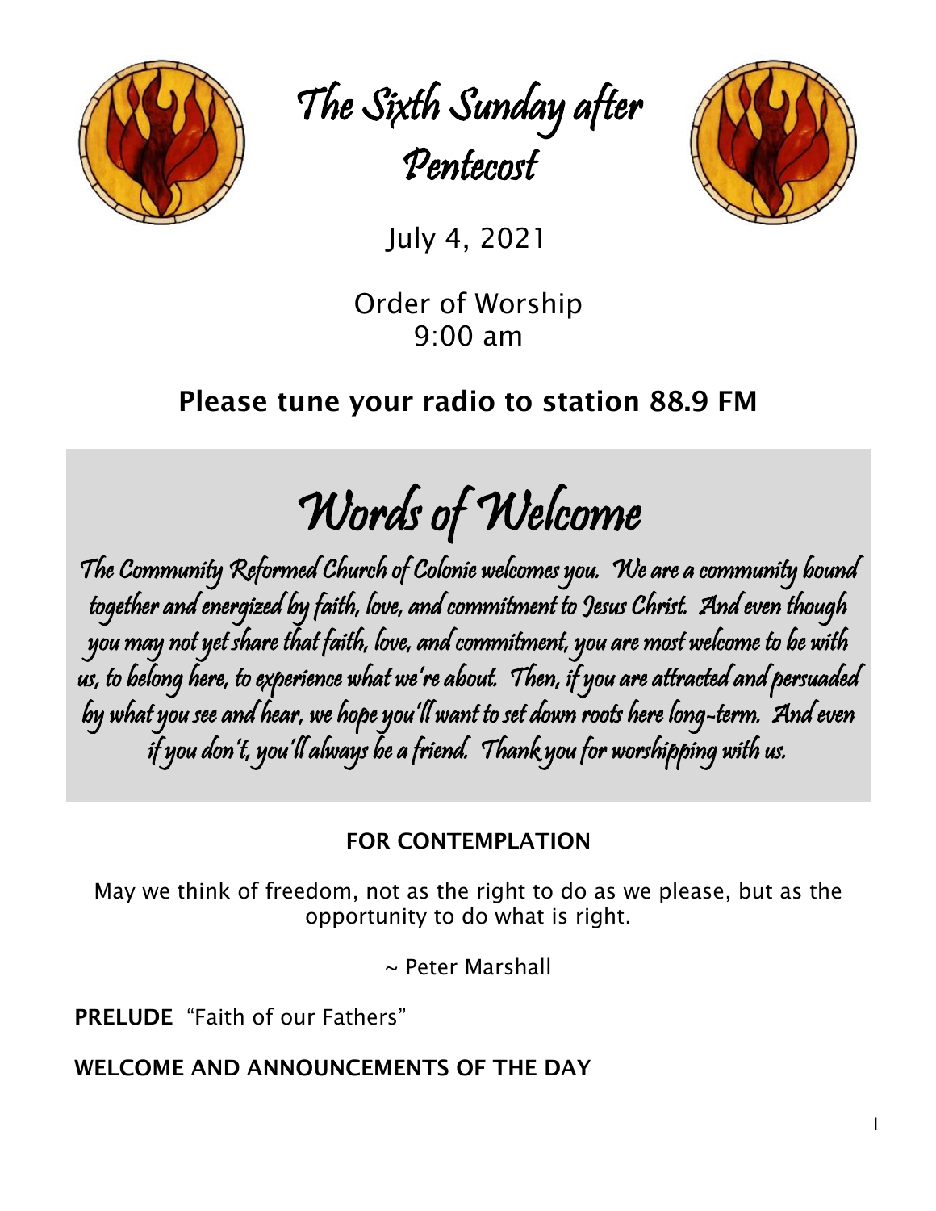# The Sixth Sunday after Pentecost

July 4, 2021

Order of Worship
9:00 am

**Please tune your radio to station 88.9 FM**

## Words of Welcome

The Community Reformed Church of Colonie welcomes you. We are a community bound together and energized by faith, love, and commitment to Jesus Christ. And even though you may not yet share that faith, love, and commitment, you are most welcome to be with us, to belong here, to experience what we're about. Then, if you are attracted and persuaded by what you see and hear, we hope you'll want to set down roots here long-term. And even if you don't, you'll always be a friend. Thank you for worshipping with us.

**FOR CONTEMPLATION**

May we think of freedom, not as the right to do as we please, but as the opportunity to do what is right.

~ Peter Marshall

**PRELUDE** "Faith of our Fathers"

**WELCOME AND ANNOUNCEMENTS OF THE DAY**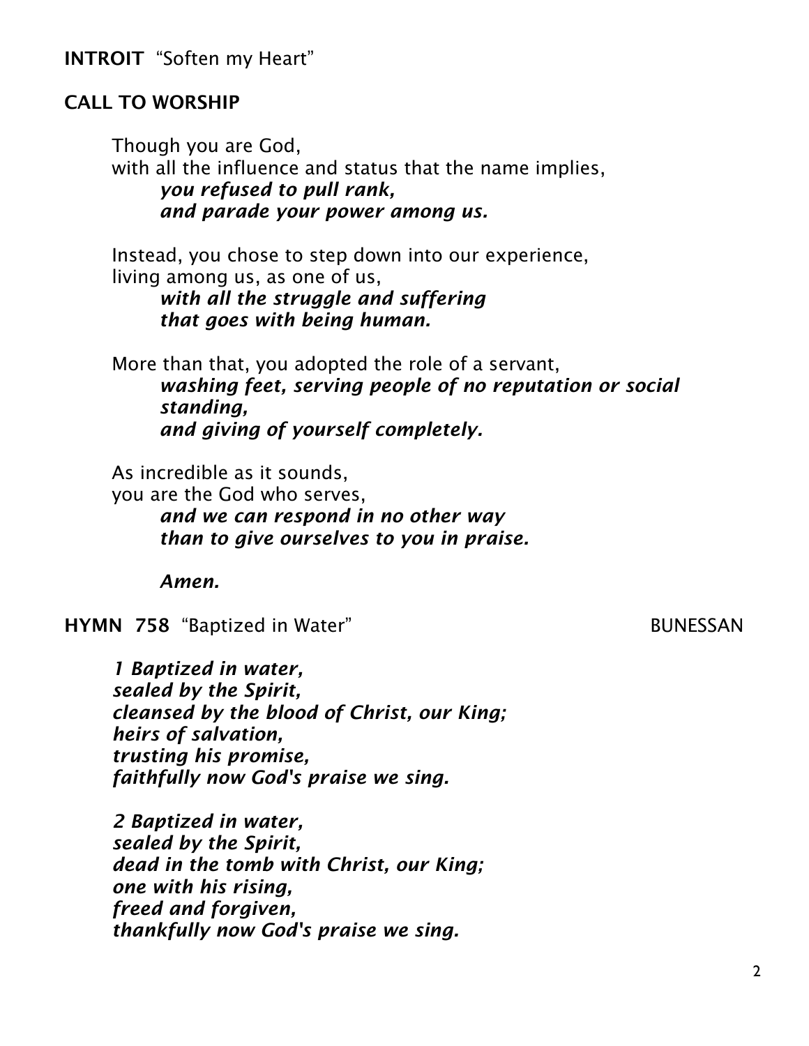**INTROIT** "Soften my Heart"

**CALL TO WORSHIP**

Though you are God,
with all the influence and status that the name implies,
*you refused to pull rank,*
*and parade your power among us.*

Instead, you chose to step down into our experience,
living among us, as one of us,
*with all the struggle and suffering*
*that goes with being human.*

More than that, you adopted the role of a servant,
*washing feet, serving people of no reputation or social standing,*
*and giving of yourself completely.*

As incredible as it sounds,
you are the God who serves,
*and we can respond in no other way*
*than to give ourselves to you in praise.*

*Amen.*

**HYMN 758** "Baptized in Water" BUNESSAN

*1 Baptized in water,*
*sealed by the Spirit,*
*cleansed by the blood of Christ, our King;*
*heirs of salvation,*
*trusting his promise,*
*faithfully now God's praise we sing.*

*2 Baptized in water,*
*sealed by the Spirit,*
*dead in the tomb with Christ, our King;*
*one with his rising,*
*freed and forgiven,*
*thankfully now God's praise we sing.*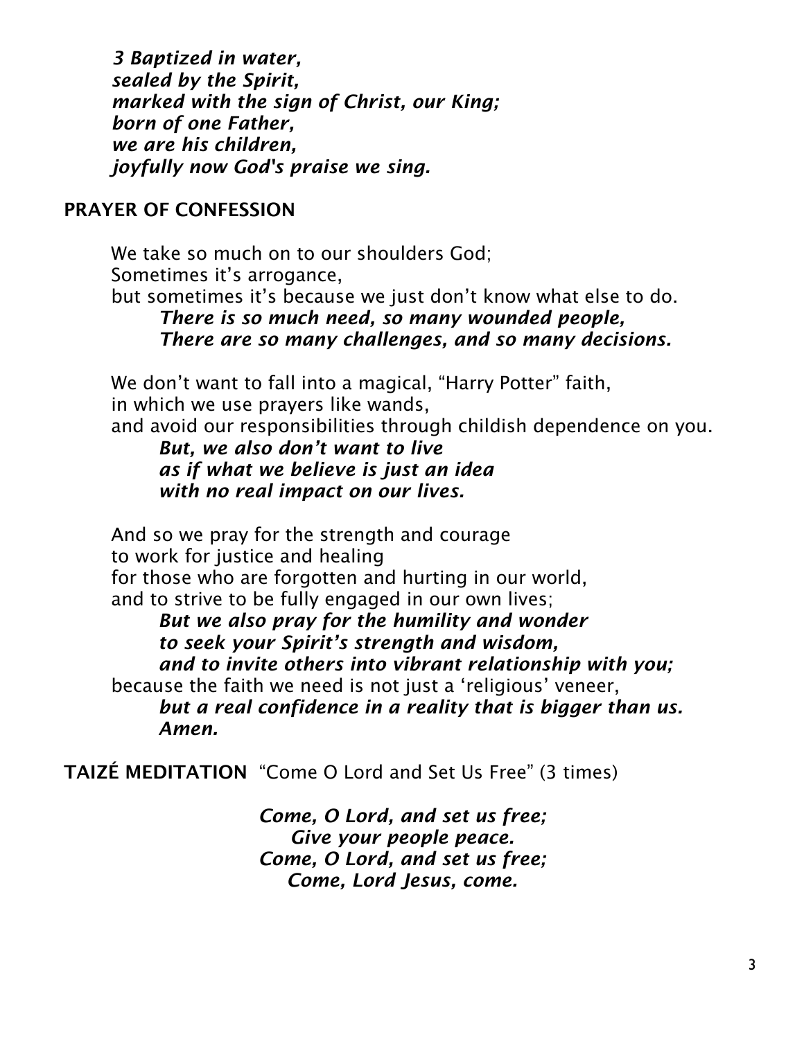*3 Baptized in water,*
*sealed by the Spirit,*
*marked with the sign of Christ, our King;*
*born of one Father,*
*we are his children,*
*joyfully now God's praise we sing.*

## PRAYER OF CONFESSION

We take so much on to our shoulders God;
Sometimes it's arrogance,
but sometimes it's because we just don't know what else to do.
    ***There is so much need, so many wounded people,***
    ***There are so many challenges, and so many decisions.***

We don't want to fall into a magical, "Harry Potter" faith,
in which we use prayers like wands,
and avoid our responsibilities through childish dependence on you.
    ***But, we also don't want to live***
    ***as if what we believe is just an idea***
    ***with no real impact on our lives.***

And so we pray for the strength and courage
to work for justice and healing
for those who are forgotten and hurting in our world,
and to strive to be fully engaged in our own lives;
    ***But we also pray for the humility and wonder***
    ***to seek your Spirit's strength and wisdom,***
    ***and to invite others into vibrant relationship with you;***
because the faith we need is not just a 'religious' veneer,
    ***but a real confidence in a reality that is bigger than us.***
    ***Amen.***

**TAIZÉ MEDITATION** "Come O Lord and Set Us Free" (3 times)

***Come, O Lord, and set us free;***
***Give your people peace.***
***Come, O Lord, and set us free;***
***Come, Lord Jesus, come.***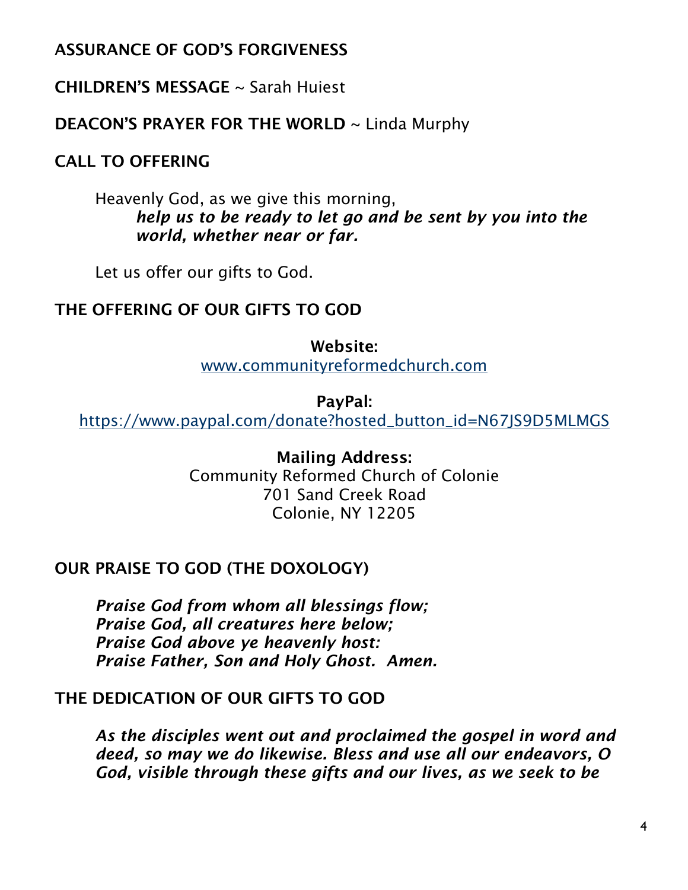**ASSURANCE OF GOD'S FORGIVENESS**

**CHILDREN'S MESSAGE** ~ Sarah Huiest

**DEACON'S PRAYER FOR THE WORLD** ~ Linda Murphy

**CALL TO OFFERING**

Heavenly God, as we give this morning,
***help us to be ready to let go and be sent by you into the world, whether near or far.***

Let us offer our gifts to God.

**THE OFFERING OF OUR GIFTS TO GOD**

**Website:**
www.communityreformedchurch.com

**PayPal:**
https://www.paypal.com/donate?hosted_button_id=N67JS9D5MLMGS

**Mailing Address:**
Community Reformed Church of Colonie
701 Sand Creek Road
Colonie, NY 12205

**OUR PRAISE TO GOD (THE DOXOLOGY)**

***Praise God from whom all blessings flow;***
***Praise God, all creatures here below;***
***Praise God above ye heavenly host:***
***Praise Father, Son and Holy Ghost. Amen.***

**THE DEDICATION OF OUR GIFTS TO GOD**

***As the disciples went out and proclaimed the gospel in word and deed, so may we do likewise. Bless and use all our endeavors, O God, visible through these gifts and our lives, as we seek to be***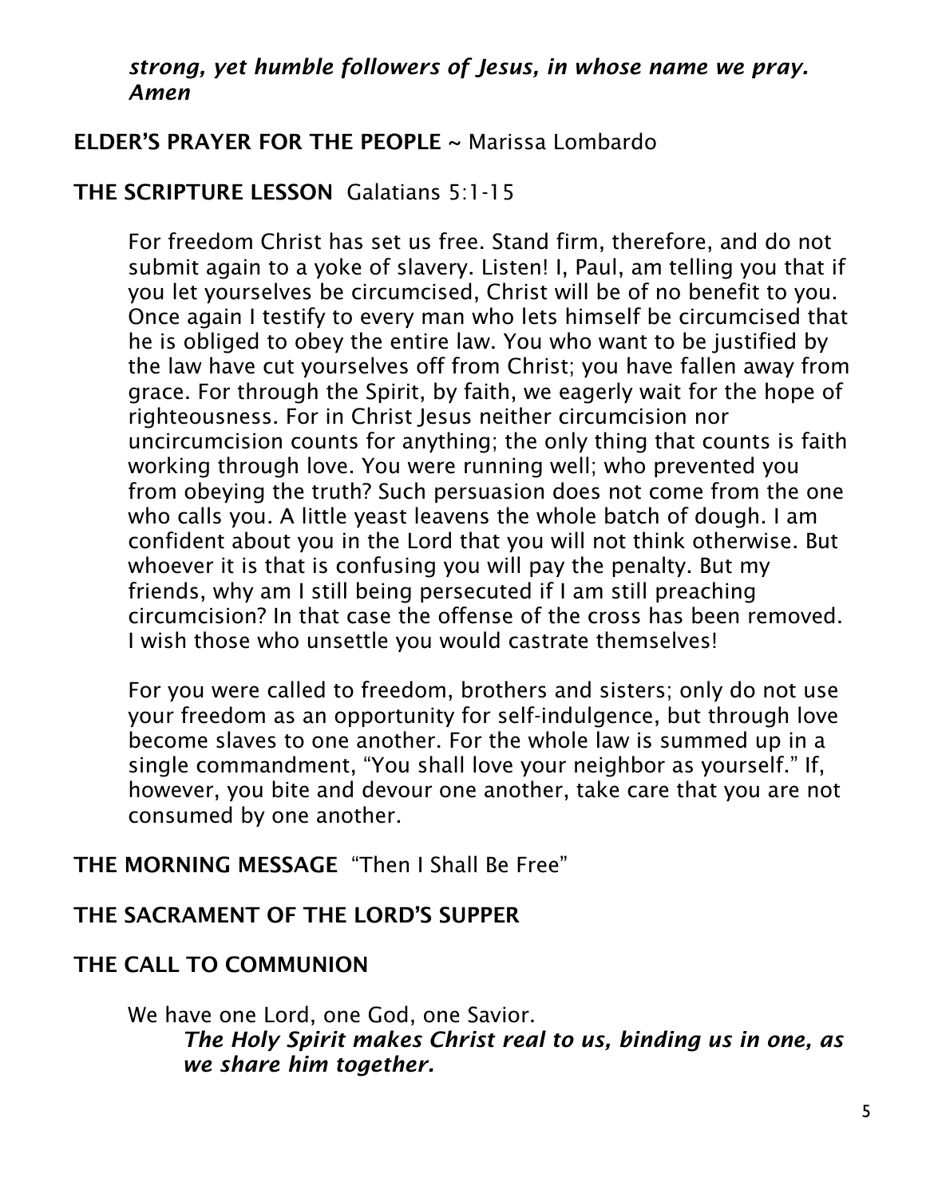***strong, yet humble followers of Jesus, in whose name we pray. Amen***

**ELDER'S PRAYER FOR THE PEOPLE** ~ Marissa Lombardo

**THE SCRIPTURE LESSON** Galatians 5:1-15

For freedom Christ has set us free. Stand firm, therefore, and do not submit again to a yoke of slavery. Listen! I, Paul, am telling you that if you let yourselves be circumcised, Christ will be of no benefit to you. Once again I testify to every man who lets himself be circumcised that he is obliged to obey the entire law. You who want to be justified by the law have cut yourselves off from Christ; you have fallen away from grace. For through the Spirit, by faith, we eagerly wait for the hope of righteousness. For in Christ Jesus neither circumcision nor uncircumcision counts for anything; the only thing that counts is faith working through love. You were running well; who prevented you from obeying the truth? Such persuasion does not come from the one who calls you. A little yeast leavens the whole batch of dough. I am confident about you in the Lord that you will not think otherwise. But whoever it is that is confusing you will pay the penalty. But my friends, why am I still being persecuted if I am still preaching circumcision? In that case the offense of the cross has been removed. I wish those who unsettle you would castrate themselves!

For you were called to freedom, brothers and sisters; only do not use your freedom as an opportunity for self-indulgence, but through love become slaves to one another. For the whole law is summed up in a single commandment, "You shall love your neighbor as yourself." If, however, you bite and devour one another, take care that you are not consumed by one another.

**THE MORNING MESSAGE** "Then I Shall Be Free"

**THE SACRAMENT OF THE LORD'S SUPPER**

**THE CALL TO COMMUNION**

We have one Lord, one God, one Savior.

***The Holy Spirit makes Christ real to us, binding us in one, as we share him together.***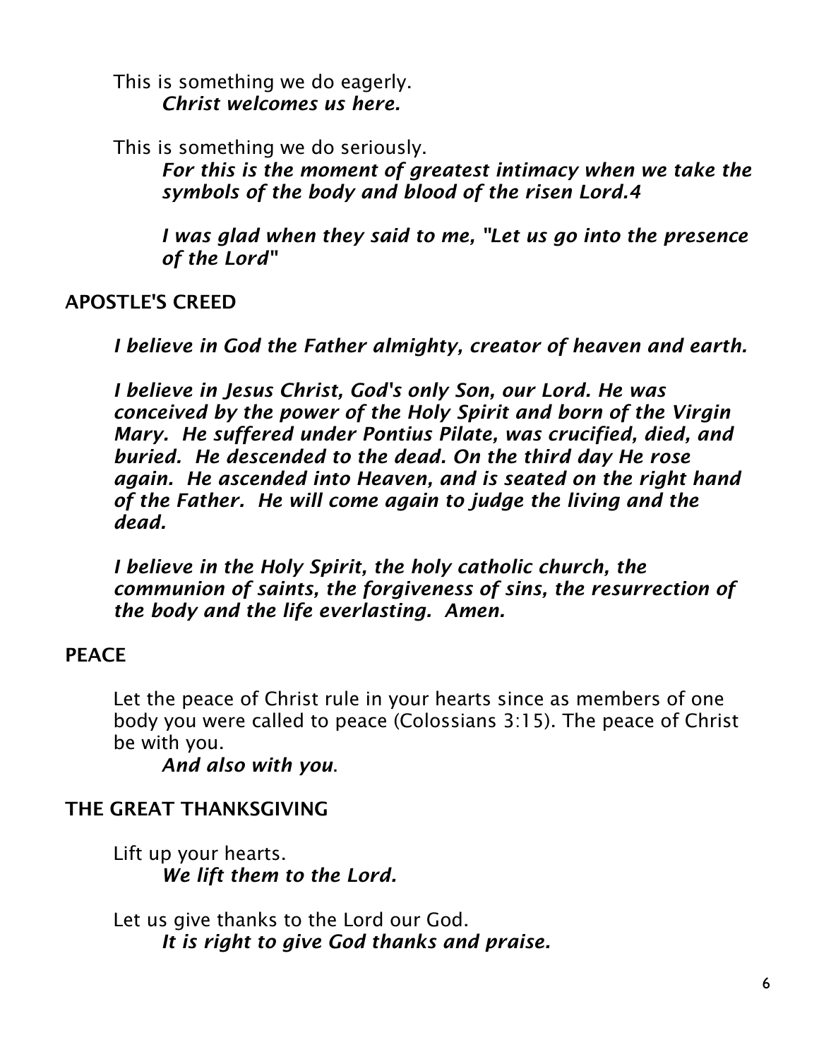This is something we do eagerly.

*Christ welcomes us here.*

This is something we do seriously.

*For this is the moment of greatest intimacy when we take the symbols of the body and blood of the risen Lord.4*

*I was glad when they said to me, "Let us go into the presence of the Lord"*

## APOSTLE'S CREED

*I believe in God the Father almighty, creator of heaven and earth.*

*I believe in Jesus Christ, God's only Son, our Lord. He was conceived by the power of the Holy Spirit and born of the Virgin Mary. He suffered under Pontius Pilate, was crucified, died, and buried. He descended to the dead. On the third day He rose again. He ascended into Heaven, and is seated on the right hand of the Father. He will come again to judge the living and the dead.*

*I believe in the Holy Spirit, the holy catholic church, the communion of saints, the forgiveness of sins, the resurrection of the body and the life everlasting. Amen.*

## PEACE

Let the peace of Christ rule in your hearts since as members of one body you were called to peace (Colossians 3:15). The peace of Christ be with you.

*And also with you.*

## THE GREAT THANKSGIVING

Lift up your hearts.

*We lift them to the Lord.*

Let us give thanks to the Lord our God.

*It is right to give God thanks and praise.*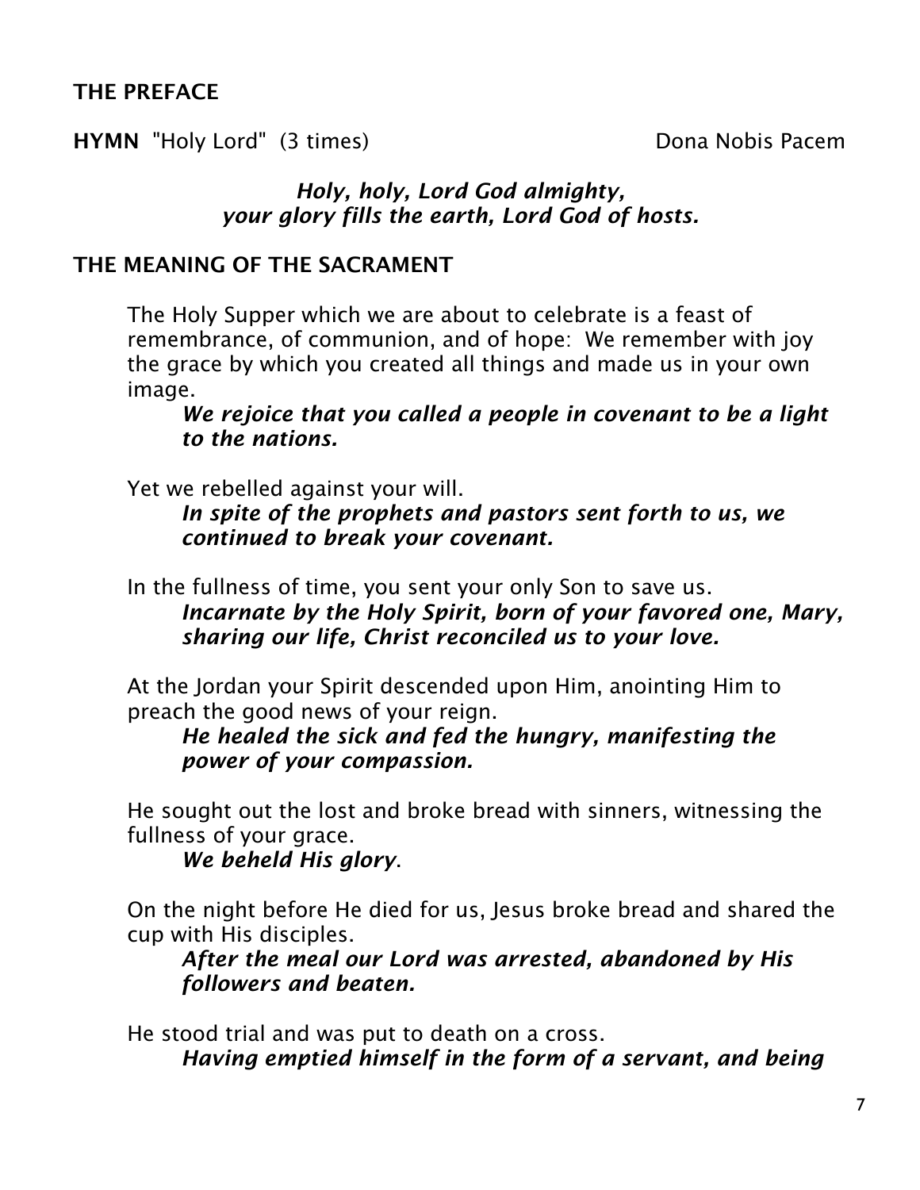**THE PREFACE**

**HYMN** "Holy Lord" (3 times) Dona Nobis Pacem

***Holy, holy, Lord God almighty,***
***your glory fills the earth, Lord God of hosts.***

**THE MEANING OF THE SACRAMENT**

The Holy Supper which we are about to celebrate is a feast of remembrance, of communion, and of hope: We remember with joy the grace by which you created all things and made us in your own image.

> ***We rejoice that you called a people in covenant to be a light to the nations.***

Yet we rebelled against your will.

> ***In spite of the prophets and pastors sent forth to us, we continued to break your covenant.***

In the fullness of time, you sent your only Son to save us.

> ***Incarnate by the Holy Spirit, born of your favored one, Mary, sharing our life, Christ reconciled us to your love.***

At the Jordan your Spirit descended upon Him, anointing Him to preach the good news of your reign.

> ***He healed the sick and fed the hungry, manifesting the power of your compassion.***

He sought out the lost and broke bread with sinners, witnessing the fullness of your grace.

> ***We beheld His glory***.

On the night before He died for us, Jesus broke bread and shared the cup with His disciples.

> ***After the meal our Lord was arrested, abandoned by His followers and beaten.***

He stood trial and was put to death on a cross.

> ***Having emptied himself in the form of a servant, and being***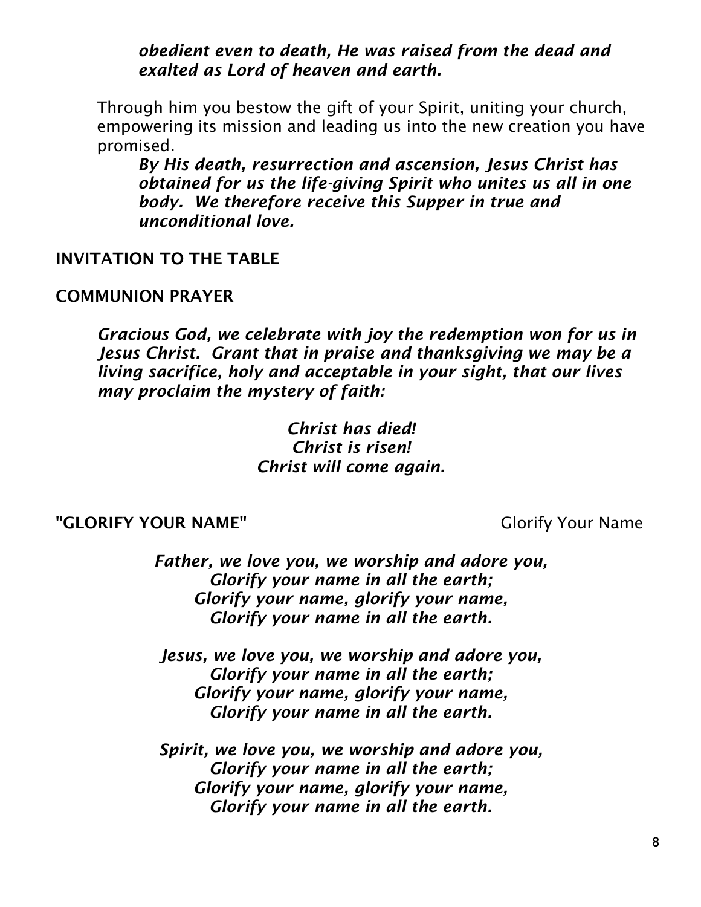***obedient even to death, He was raised from the dead and exalted as Lord of heaven and earth.***

Through him you bestow the gift of your Spirit, uniting your church, empowering its mission and leading us into the new creation you have promised.

***By His death, resurrection and ascension, Jesus Christ has obtained for us the life-giving Spirit who unites us all in one body. We therefore receive this Supper in true and unconditional love.***

**INVITATION TO THE TABLE**

**COMMUNION PRAYER**

***Gracious God, we celebrate with joy the redemption won for us in Jesus Christ. Grant that in praise and thanksgiving we may be a living sacrifice, holy and acceptable in your sight, that our lives may proclaim the mystery of faith:***

***Christ has died!***
***Christ is risen!***
***Christ will come again.***

**"GLORIFY YOUR NAME"** Glorify Your Name

***Father, we love you, we worship and adore you,***
***Glorify your name in all the earth;***
***Glorify your name, glorify your name,***
***Glorify your name in all the earth.***

***Jesus, we love you, we worship and adore you,***
***Glorify your name in all the earth;***
***Glorify your name, glorify your name,***
***Glorify your name in all the earth.***

***Spirit, we love you, we worship and adore you,***
***Glorify your name in all the earth;***
***Glorify your name, glorify your name,***
***Glorify your name in all the earth.***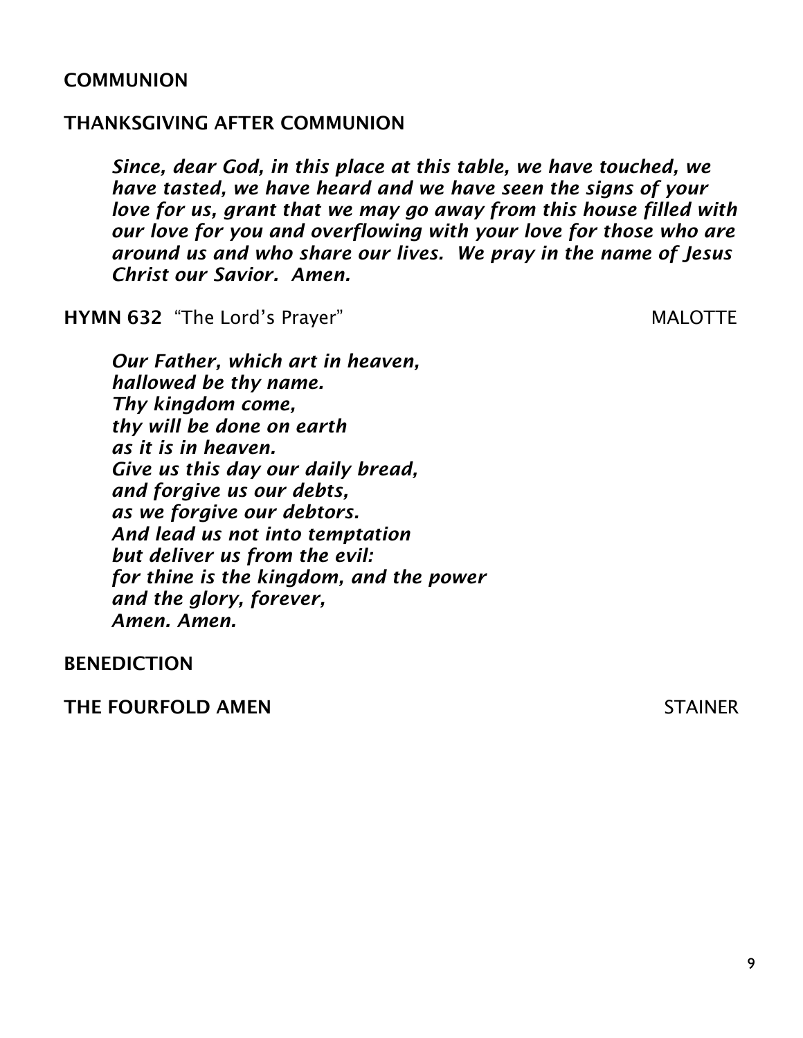**COMMUNION**

**THANKSGIVING AFTER COMMUNION**

***Since, dear God, in this place at this table, we have touched, we have tasted, we have heard and we have seen the signs of your love for us, grant that we may go away from this house filled with our love for you and overflowing with your love for those who are around us and who share our lives. We pray in the name of Jesus Christ our Savior. Amen.***

**HYMN 632** "The Lord's Prayer" MALOTTE

***Our Father, which art in heaven,***
***hallowed be thy name.***
***Thy kingdom come,***
***thy will be done on earth***
***as it is in heaven.***
***Give us this day our daily bread,***
***and forgive us our debts,***
***as we forgive our debtors.***
***And lead us not into temptation***
***but deliver us from the evil:***
***for thine is the kingdom, and the power***
***and the glory, forever,***
***Amen. Amen.***

**BENEDICTION**

**THE FOURFOLD AMEN** STAINER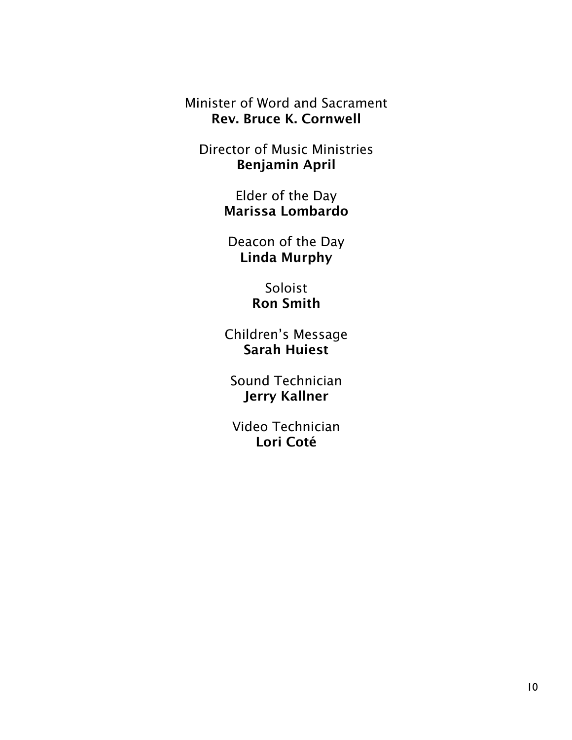Minister of Word and Sacrament
**Rev. Bruce K. Cornwell**

Director of Music Ministries
**Benjamin April**

Elder of the Day
**Marissa Lombardo**

Deacon of the Day
**Linda Murphy**

Soloist
**Ron Smith**

Children's Message
**Sarah Huiest**

Sound Technician
**Jerry Kallner**

Video Technician
**Lori Coté**